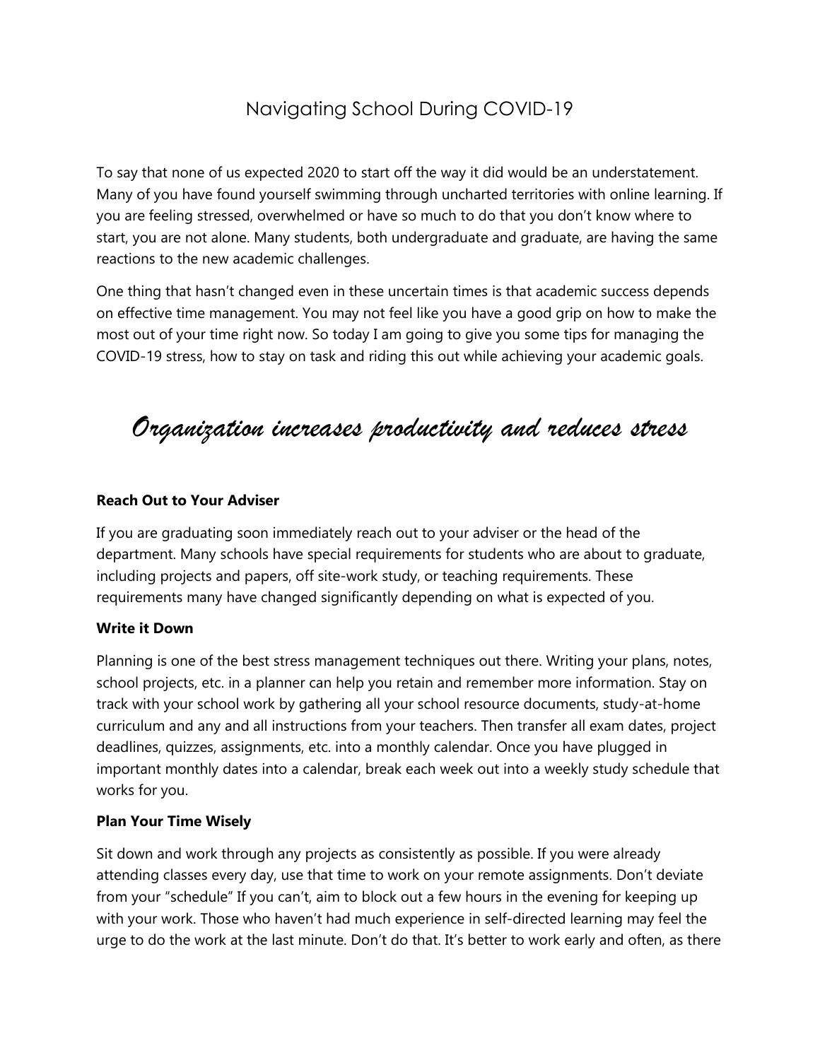# Navigating School During COVID-19

To say that none of us expected 2020 to start off the way it did would be an understatement. Many of you have found yourself swimming through uncharted territories with online learning. If you are feeling stressed, overwhelmed or have so much to do that you don't know where to start, you are not alone. Many students, both undergraduate and graduate, are having the same reactions to the new academic challenges.

One thing that hasn't changed even in these uncertain times is that academic success depends on effective time management. You may not feel like you have a good grip on how to make the most out of your time right now. So today I am going to give you some tips for managing the COVID-19 stress, how to stay on task and riding this out while achieving your academic goals.

## *Organization increases productivity and reduces stress*

**Reach Out to Your Adviser**

If you are graduating soon immediately reach out to your adviser or the head of the department. Many schools have special requirements for students who are about to graduate, including projects and papers, off site-work study, or teaching requirements. These requirements many have changed significantly depending on what is expected of you.

**Write it Down**

Planning is one of the best stress management techniques out there. Writing your plans, notes, school projects, etc. in a planner can help you retain and remember more information. Stay on track with your school work by gathering all your school resource documents, study-at-home curriculum and any and all instructions from your teachers. Then transfer all exam dates, project deadlines, quizzes, assignments, etc. into a monthly calendar. Once you have plugged in important monthly dates into a calendar, break each week out into a weekly study schedule that works for you.

**Plan Your Time Wisely**

Sit down and work through any projects as consistently as possible. If you were already attending classes every day, use that time to work on your remote assignments. Don't deviate from your "schedule" If you can't, aim to block out a few hours in the evening for keeping up with your work. Those who haven't had much experience in self-directed learning may feel the urge to do the work at the last minute. Don't do that. It's better to work early and often, as there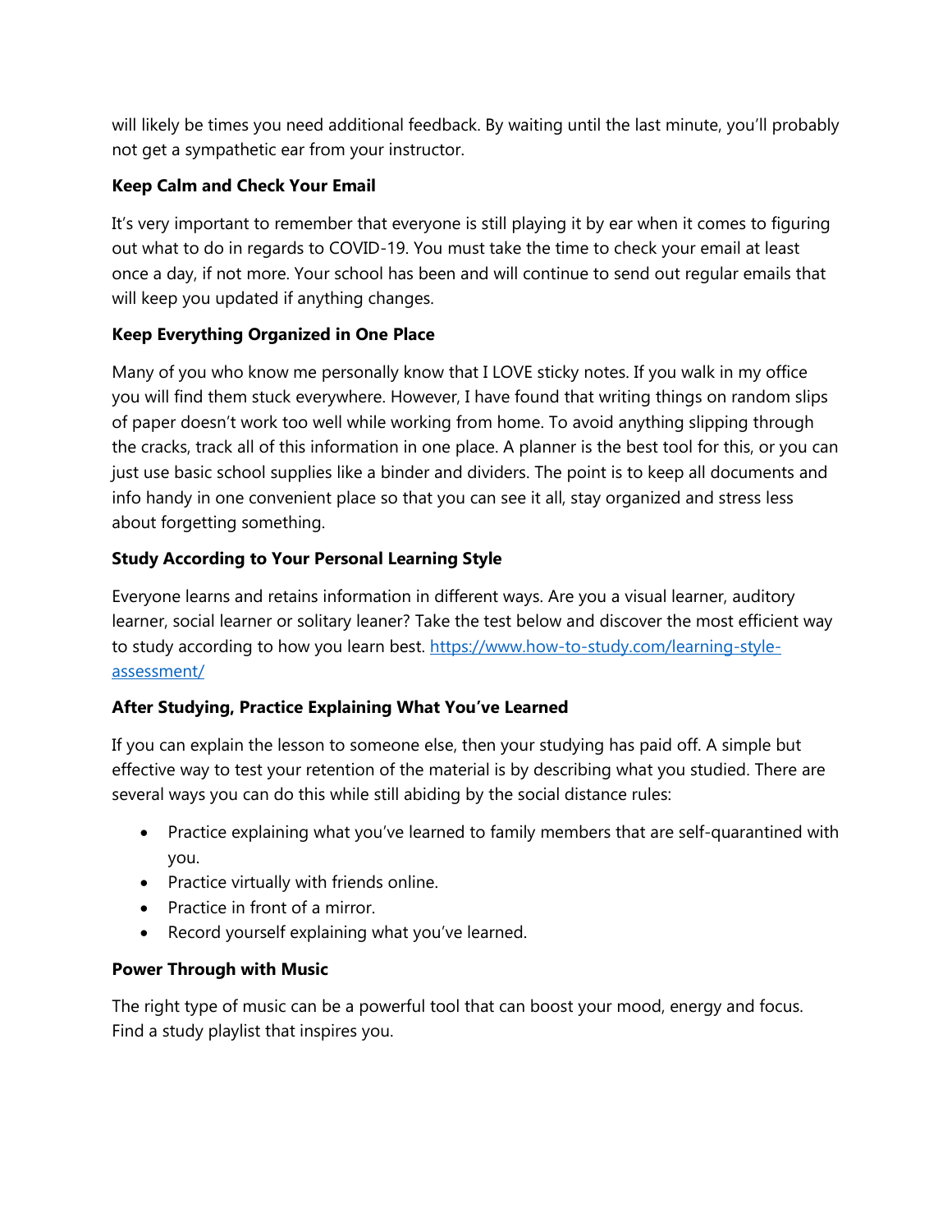will likely be times you need additional feedback. By waiting until the last minute, you'll probably not get a sympathetic ear from your instructor.

**Keep Calm and Check Your Email**

It's very important to remember that everyone is still playing it by ear when it comes to figuring out what to do in regards to COVID-19. You must take the time to check your email at least once a day, if not more. Your school has been and will continue to send out regular emails that will keep you updated if anything changes.

**Keep Everything Organized in One Place**

Many of you who know me personally know that I LOVE sticky notes. If you walk in my office you will find them stuck everywhere. However, I have found that writing things on random slips of paper doesn't work too well while working from home. To avoid anything slipping through the cracks, track all of this information in one place. A planner is the best tool for this, or you can just use basic school supplies like a binder and dividers. The point is to keep all documents and info handy in one convenient place so that you can see it all, stay organized and stress less about forgetting something.

**Study According to Your Personal Learning Style**

Everyone learns and retains information in different ways. Are you a visual learner, auditory learner, social learner or solitary leaner? Take the test below and discover the most efficient way to study according to how you learn best. [https://www.how-to-study.com/learning-style-assessment/](https://www.how-to-study.com/learning-style-assessment/)

**After Studying, Practice Explaining What You've Learned**

If you can explain the lesson to someone else, then your studying has paid off. A simple but effective way to test your retention of the material is by describing what you studied. There are several ways you can do this while still abiding by the social distance rules:

- Practice explaining what you've learned to family members that are self-quarantined with you.
- Practice virtually with friends online.
- Practice in front of a mirror.
- Record yourself explaining what you've learned.

**Power Through with Music**

The right type of music can be a powerful tool that can boost your mood, energy and focus. Find a study playlist that inspires you.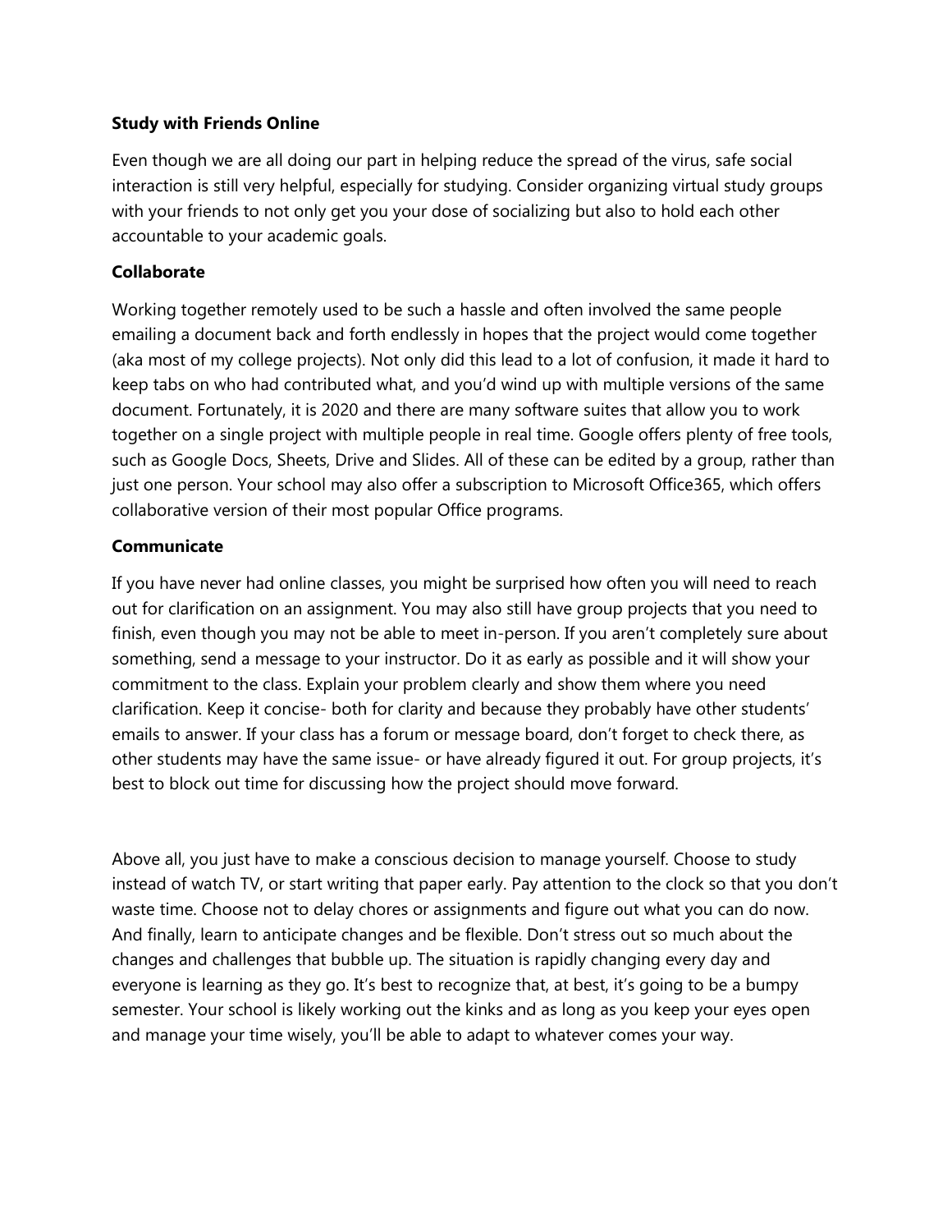**Study with Friends Online**

Even though we are all doing our part in helping reduce the spread of the virus, safe social interaction is still very helpful, especially for studying. Consider organizing virtual study groups with your friends to not only get you your dose of socializing but also to hold each other accountable to your academic goals.

**Collaborate**

Working together remotely used to be such a hassle and often involved the same people emailing a document back and forth endlessly in hopes that the project would come together (aka most of my college projects). Not only did this lead to a lot of confusion, it made it hard to keep tabs on who had contributed what, and you'd wind up with multiple versions of the same document. Fortunately, it is 2020 and there are many software suites that allow you to work together on a single project with multiple people in real time. Google offers plenty of free tools, such as Google Docs, Sheets, Drive and Slides. All of these can be edited by a group, rather than just one person. Your school may also offer a subscription to Microsoft Office365, which offers collaborative version of their most popular Office programs.

**Communicate**

If you have never had online classes, you might be surprised how often you will need to reach out for clarification on an assignment. You may also still have group projects that you need to finish, even though you may not be able to meet in-person. If you aren't completely sure about something, send a message to your instructor. Do it as early as possible and it will show your commitment to the class. Explain your problem clearly and show them where you need clarification. Keep it concise- both for clarity and because they probably have other students' emails to answer. If your class has a forum or message board, don't forget to check there, as other students may have the same issue- or have already figured it out. For group projects, it's best to block out time for discussing how the project should move forward.

Above all, you just have to make a conscious decision to manage yourself. Choose to study instead of watch TV, or start writing that paper early. Pay attention to the clock so that you don't waste time. Choose not to delay chores or assignments and figure out what you can do now. And finally, learn to anticipate changes and be flexible. Don't stress out so much about the changes and challenges that bubble up. The situation is rapidly changing every day and everyone is learning as they go. It's best to recognize that, at best, it's going to be a bumpy semester. Your school is likely working out the kinks and as long as you keep your eyes open and manage your time wisely, you'll be able to adapt to whatever comes your way.